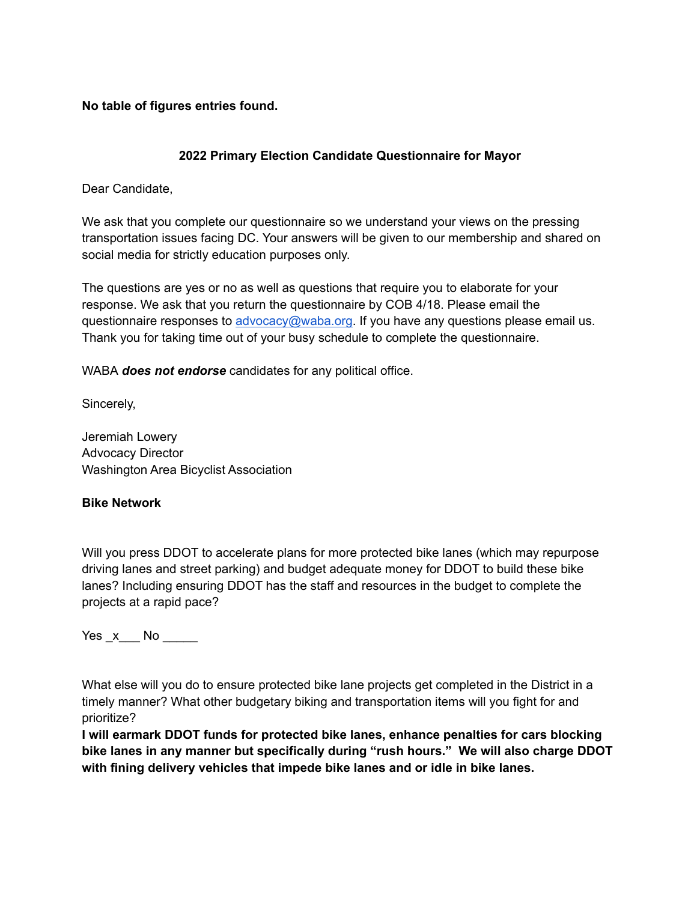**No table of figures entries found.**

## 2022 Primary Election Candidate Questionnaire for Mayor

Dear Candidate,

We ask that you complete our questionnaire so we understand your views on the pressing transportation issues facing DC. Your answers will be given to our membership and shared on social media for strictly education purposes only.

The questions are yes or no as well as questions that require you to elaborate for your response. We ask that you return the questionnaire by COB 4/18. Please email the questionnaire responses to [advocacy@waba.org](mailto:advocacy@waba.org). If you have any questions please email us. Thank you for taking time out of your busy schedule to complete the questionnaire.

WABA ***does not endorse*** candidates for any political office.

Sincerely,

Jeremiah Lowery
Advocacy Director
Washington Area Bicyclist Association

### Bike Network

Will you press DDOT to accelerate plans for more protected bike lanes (which may repurpose driving lanes and street parking) and budget adequate money for DDOT to build these bike lanes? Including ensuring DDOT has the staff and resources in the budget to complete the projects at a rapid pace?

Yes _x___ No _____

What else will you do to ensure protected bike lane projects get completed in the District in a timely manner? What other budgetary biking and transportation items will you fight for and prioritize?

**I will earmark DDOT funds for protected bike lanes, enhance penalties for cars blocking bike lanes in any manner but specifically during "rush hours." We will also charge DDOT with fining delivery vehicles that impede bike lanes and or idle in bike lanes.**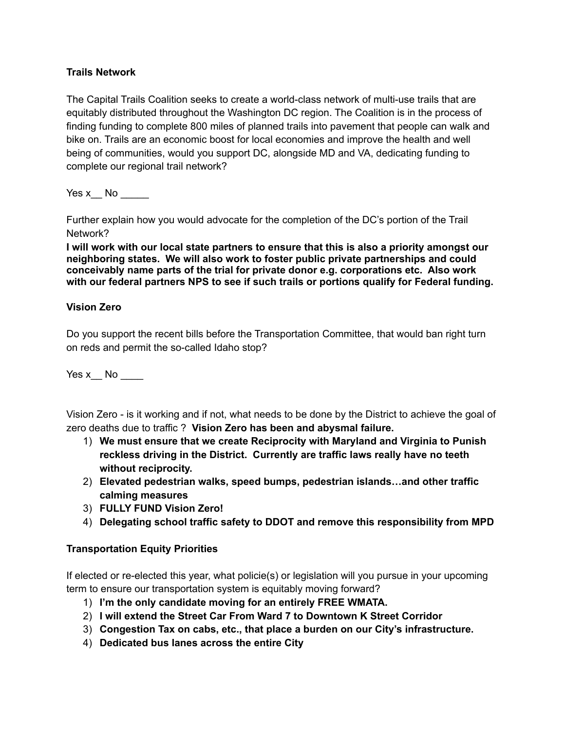**Trails Network**

The Capital Trails Coalition seeks to create a world-class network of multi-use trails that are equitably distributed throughout the Washington DC region. The Coalition is in the process of finding funding to complete 800 miles of planned trails into pavement that people can walk and bike on. Trails are an economic boost for local economies and improve the health and well being of communities, would you support DC, alongside MD and VA, dedicating funding to complete our regional trail network?

Yes x__ No _____

Further explain how you would advocate for the completion of the DC's portion of the Trail Network?

**I will work with our local state partners to ensure that this is also a priority amongst our neighboring states. We will also work to foster public private partnerships and could conceivably name parts of the trial for private donor e.g. corporations etc. Also work with our federal partners NPS to see if such trails or portions qualify for Federal funding.**

**Vision Zero**

Do you support the recent bills before the Transportation Committee, that would ban right turn on reds and permit the so-called Idaho stop?

Yes x__ No ____

Vision Zero - is it working and if not, what needs to be done by the District to achieve the goal of zero deaths due to traffic ? **Vision Zero has been and abysmal failure.**

1) **We must ensure that we create Reciprocity with Maryland and Virginia to Punish reckless driving in the District. Currently are traffic laws really have no teeth without reciprocity.**
2) **Elevated pedestrian walks, speed bumps, pedestrian islands…and other traffic calming measures**
3) **FULLY FUND Vision Zero!**
4) **Delegating school traffic safety to DDOT and remove this responsibility from MPD**

**Transportation Equity Priorities**

If elected or re-elected this year, what policie(s) or legislation will you pursue in your upcoming term to ensure our transportation system is equitably moving forward?

1) **I'm the only candidate moving for an entirely FREE WMATA.**
2) **I will extend the Street Car From Ward 7 to Downtown K Street Corridor**
3) **Congestion Tax on cabs, etc., that place a burden on our City's infrastructure.**
4) **Dedicated bus lanes across the entire City**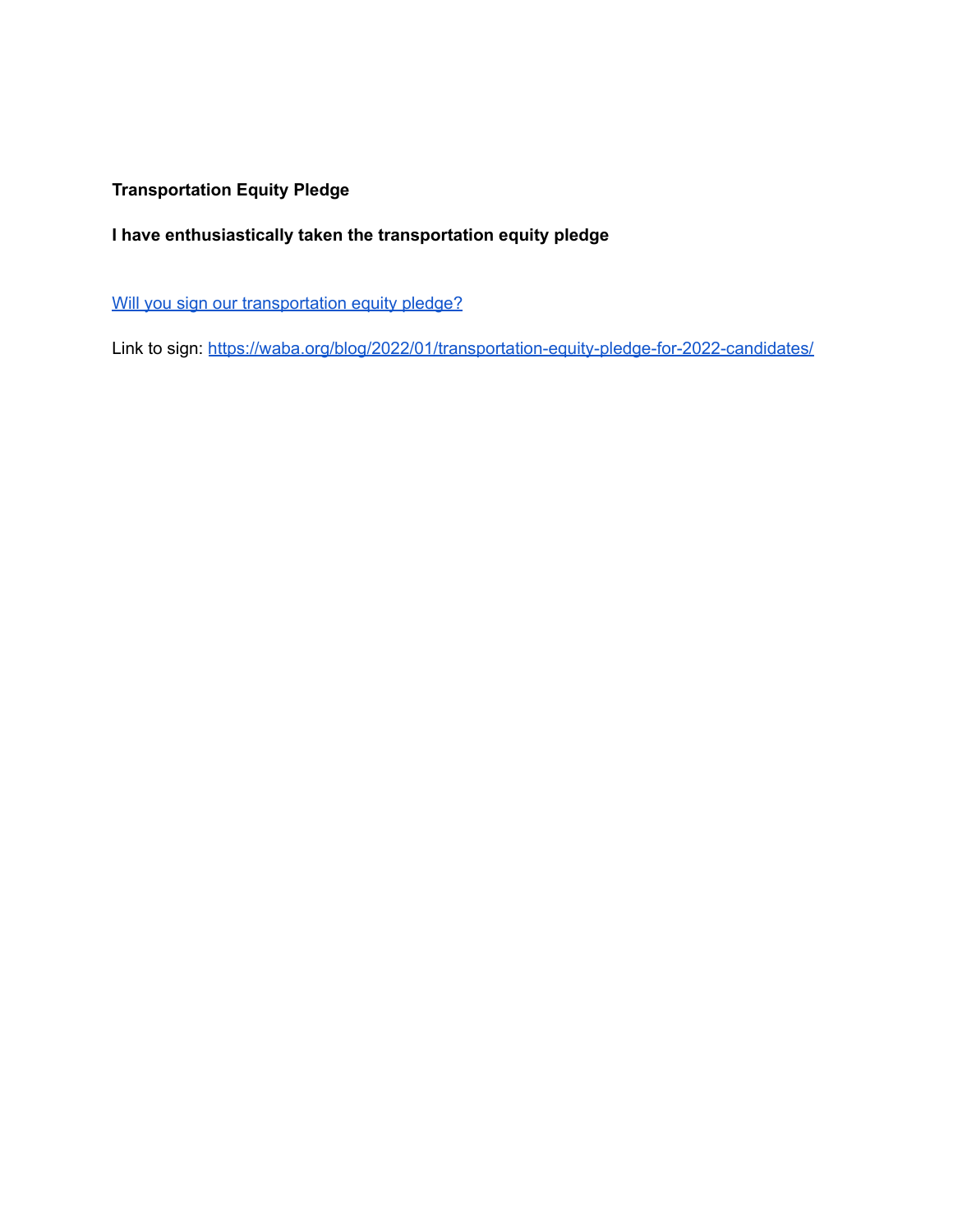**Transportation Equity Pledge**

**I have enthusiastically taken the transportation equity pledge**

[Will you sign our transportation equity pledge?](https://waba.org/blog/2022/01/transportation-equity-pledge-for-2022-candidates/)

Link to sign: https://waba.org/blog/2022/01/transportation-equity-pledge-for-2022-candidates/